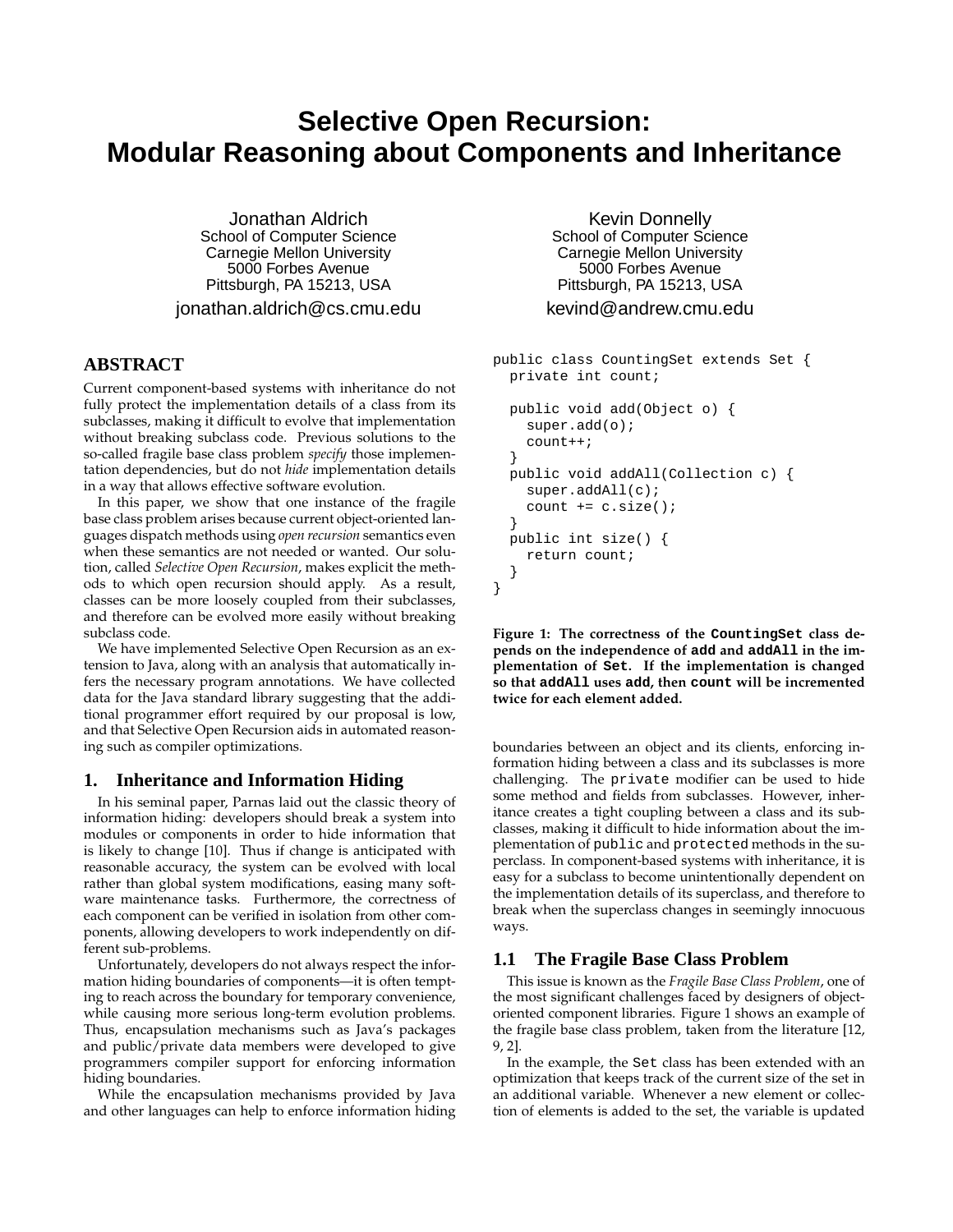# Selective Open Recursion: Modular Reasoning about Components and Inheritance

Jonathan Aldrich
School of Computer Science
Carnegie Mellon University
5000 Forbes Avenue
Pittsburgh, PA 15213, USA
jonathan.aldrich@cs.cmu.edu

Kevin Donnelly
School of Computer Science
Carnegie Mellon University
5000 Forbes Avenue
Pittsburgh, PA 15213, USA
kevind@andrew.cmu.edu

## ABSTRACT

Current component-based systems with inheritance do not fully protect the implementation details of a class from its subclasses, making it difficult to evolve that implementation without breaking subclass code. Previous solutions to the so-called fragile base class problem *specify* those implementation dependencies, but do not *hide* implementation details in a way that allows effective software evolution.

In this paper, we show that one instance of the fragile base class problem arises because current object-oriented languages dispatch methods using *open recursion* semantics even when these semantics are not needed or wanted. Our solution, called *Selective Open Recursion*, makes explicit the methods to which open recursion should apply. As a result, classes can be more loosely coupled from their subclasses, and therefore can be evolved more easily without breaking subclass code.

We have implemented Selective Open Recursion as an extension to Java, along with an analysis that automatically infers the necessary program annotations. We have collected data for the Java standard library suggesting that the additional programmer effort required by our proposal is low, and that Selective Open Recursion aids in automated reasoning such as compiler optimizations.

## 1. Inheritance and Information Hiding

In his seminal paper, Parnas laid out the classic theory of information hiding: developers should break a system into modules or components in order to hide information that is likely to change [10]. Thus if change is anticipated with reasonable accuracy, the system can be evolved with local rather than global system modifications, easing many software maintenance tasks. Furthermore, the correctness of each component can be verified in isolation from other components, allowing developers to work independently on different sub-problems.

Unfortunately, developers do not always respect the information hiding boundaries of components—it is often tempting to reach across the boundary for temporary convenience, while causing more serious long-term evolution problems. Thus, encapsulation mechanisms such as Java's packages and public/private data members were developed to give programmers compiler support for enforcing information hiding boundaries.

While the encapsulation mechanisms provided by Java and other languages can help to enforce information hiding boundaries between an object and its clients, enforcing information hiding between a class and its subclasses is more challenging. The `private` modifier can be used to hide some method and fields from subclasses. However, inheritance creates a tight coupling between a class and its subclasses, making it difficult to hide information about the implementation of `public` and `protected` methods in the superclass. In component-based systems with inheritance, it is easy for a subclass to become unintentionally dependent on the implementation details of its superclass, and therefore to break when the superclass changes in seemingly innocuous ways.

```
public class CountingSet extends Set {
  private int count;

  public void add(Object o) {
    super.add(o);
    count++;
  }
  public void addAll(Collection c) {
    super.addAll(c);
    count += c.size();
  }
  public int size() {
    return count;
  }
}
```

**Figure 1: The correctness of the `CountingSet` class depends on the independence of `add` and `addAll` in the implementation of `Set`. If the implementation is changed so that `addAll` uses `add`, then `count` will be incremented twice for each element added.**

### 1.1 The Fragile Base Class Problem

This issue is known as the *Fragile Base Class Problem*, one of the most significant challenges faced by designers of object-oriented component libraries. Figure 1 shows an example of the fragile base class problem, taken from the literature [12, 9, 2].

In the example, the `Set` class has been extended with an optimization that keeps track of the current size of the set in an additional variable. Whenever a new element or collection of elements is added to the set, the variable is updated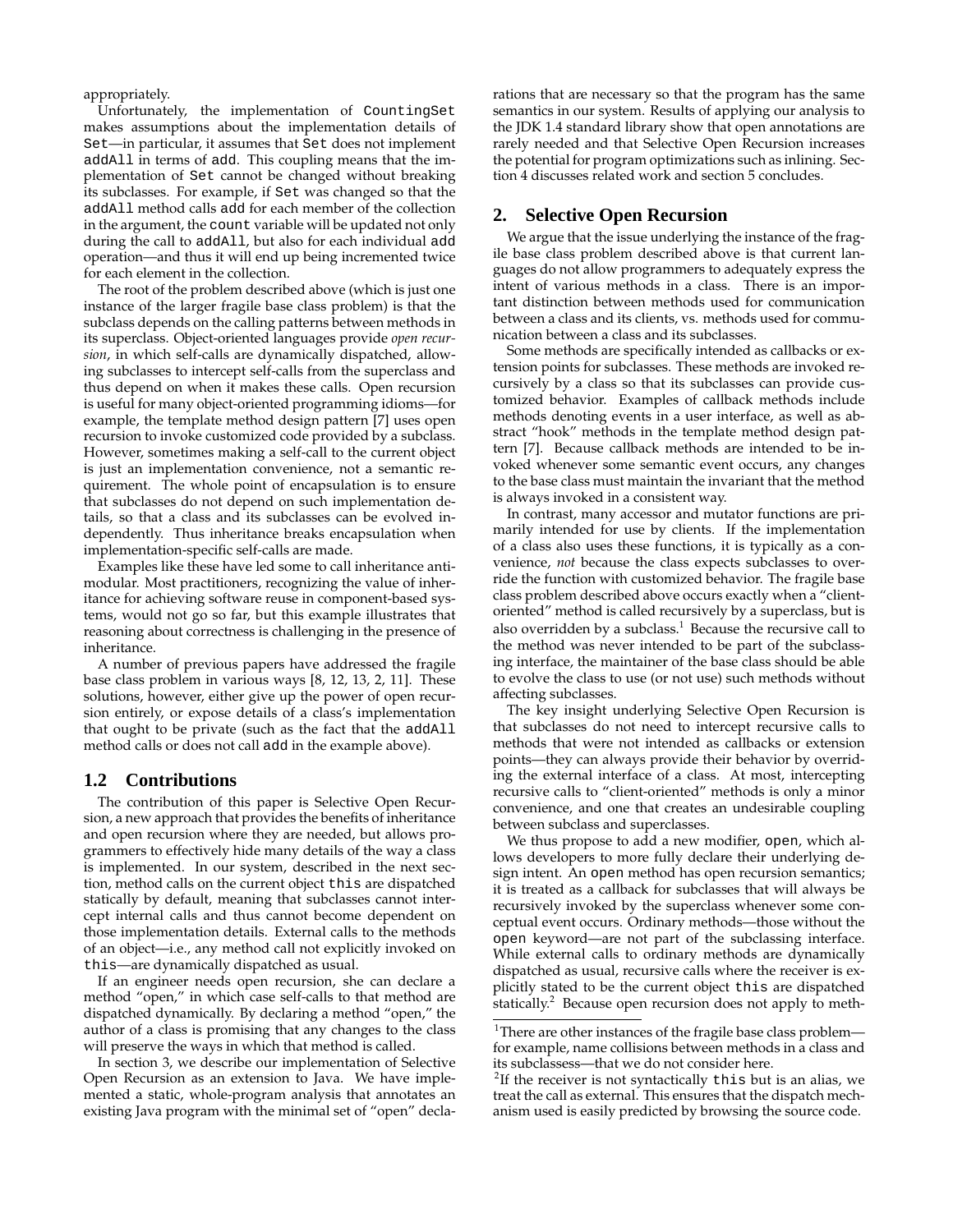appropriately.

Unfortunately, the implementation of `CountingSet` makes assumptions about the implementation details of `Set`—in particular, it assumes that `Set` does not implement `addAll` in terms of `add`. This coupling means that the implementation of `Set` cannot be changed without breaking its subclasses. For example, if `Set` was changed so that the `addAll` method calls `add` for each member of the collection in the argument, the `count` variable will be updated not only during the call to `addAll`, but also for each individual `add` operation—and thus it will end up being incremented twice for each element in the collection.

The root of the problem described above (which is just one instance of the larger fragile base class problem) is that the subclass depends on the calling patterns between methods in its superclass. Object-oriented languages provide *open recursion*, in which self-calls are dynamically dispatched, allowing subclasses to intercept self-calls from the superclass and thus depend on when it makes these calls. Open recursion is useful for many object-oriented programming idioms—for example, the template method design pattern [7] uses open recursion to invoke customized code provided by a subclass. However, sometimes making a self-call to the current object is just an implementation convenience, not a semantic requirement. The whole point of encapsulation is to ensure that subclasses do not depend on such implementation details, so that a class and its subclasses can be evolved independently. Thus inheritance breaks encapsulation when implementation-specific self-calls are made.

Examples like these have led some to call inheritance antimodular. Most practitioners, recognizing the value of inheritance for achieving software reuse in component-based systems, would not go so far, but this example illustrates that reasoning about correctness is challenging in the presence of inheritance.

A number of previous papers have addressed the fragile base class problem in various ways [8, 12, 13, 2, 11]. These solutions, however, either give up the power of open recursion entirely, or expose details of a class's implementation that ought to be private (such as the fact that the `addAll` method calls or does not call `add` in the example above).

## 1.2 Contributions

The contribution of this paper is Selective Open Recursion, a new approach that provides the benefits of inheritance and open recursion where they are needed, but allows programmers to effectively hide many details of the way a class is implemented. In our system, described in the next section, method calls on the current object `this` are dispatched statically by default, meaning that subclasses cannot intercept internal calls and thus cannot become dependent on those implementation details. External calls to the methods of an object—i.e., any method call not explicitly invoked on `this`—are dynamically dispatched as usual.

If an engineer needs open recursion, she can declare a method "open," in which case self-calls to that method are dispatched dynamically. By declaring a method "open," the author of a class is promising that any changes to the class will preserve the ways in which that method is called.

In section 3, we describe our implementation of Selective Open Recursion as an extension to Java. We have implemented a static, whole-program analysis that annotates an existing Java program with the minimal set of "open" declarations that are necessary so that the program has the same semantics in our system. Results of applying our analysis to the JDK 1.4 standard library show that open annotations are rarely needed and that Selective Open Recursion increases the potential for program optimizations such as inlining. Section 4 discusses related work and section 5 concludes.

# 2. Selective Open Recursion

We argue that the issue underlying the instance of the fragile base class problem described above is that current languages do not allow programmers to adequately express the intent of various methods in a class. There is an important distinction between methods used for communication between a class and its clients, vs. methods used for communication between a class and its subclasses.

Some methods are specifically intended as callbacks or extension points for subclasses. These methods are invoked recursively by a class so that its subclasses can provide customized behavior. Examples of callback methods include methods denoting events in a user interface, as well as abstract "hook" methods in the template method design pattern [7]. Because callback methods are intended to be invoked whenever some semantic event occurs, any changes to the base class must maintain the invariant that the method is always invoked in a consistent way.

In contrast, many accessor and mutator functions are primarily intended for use by clients. If the implementation of a class also uses these functions, it is typically as a convenience, *not* because the class expects subclasses to override the function with customized behavior. The fragile base class problem described above occurs exactly when a "client-oriented" method is called recursively by a superclass, but is also overridden by a subclass.[1] Because the recursive call to the method was never intended to be part of the subclassing interface, the maintainer of the base class should be able to evolve the class to use (or not use) such methods without affecting subclasses.

The key insight underlying Selective Open Recursion is that subclasses do not need to intercept recursive calls to methods that were not intended as callbacks or extension points—they can always provide their behavior by overriding the external interface of a class. At most, intercepting recursive calls to "client-oriented" methods is only a minor convenience, and one that creates an undesirable coupling between subclass and superclasses.

We thus propose to add a new modifier, `open`, which allows developers to more fully declare their underlying design intent. An `open` method has open recursion semantics; it is treated as a callback for subclasses that will always be recursively invoked by the superclass whenever some conceptual event occurs. Ordinary methods—those without the `open` keyword—are not part of the subclassing interface. While external calls to ordinary methods are dynamically dispatched as usual, recursive calls where the receiver is explicitly stated to be the current object `this` are dispatched statically.[2] Because open recursion does not apply to meth-

[1] There are other instances of the fragile base class problem—for example, name collisions between methods in a class and its subclassess—that we do not consider here.

[2] If the receiver is not syntactically `this` but is an alias, we treat the call as external. This ensures that the dispatch mechanism used is easily predicted by browsing the source code.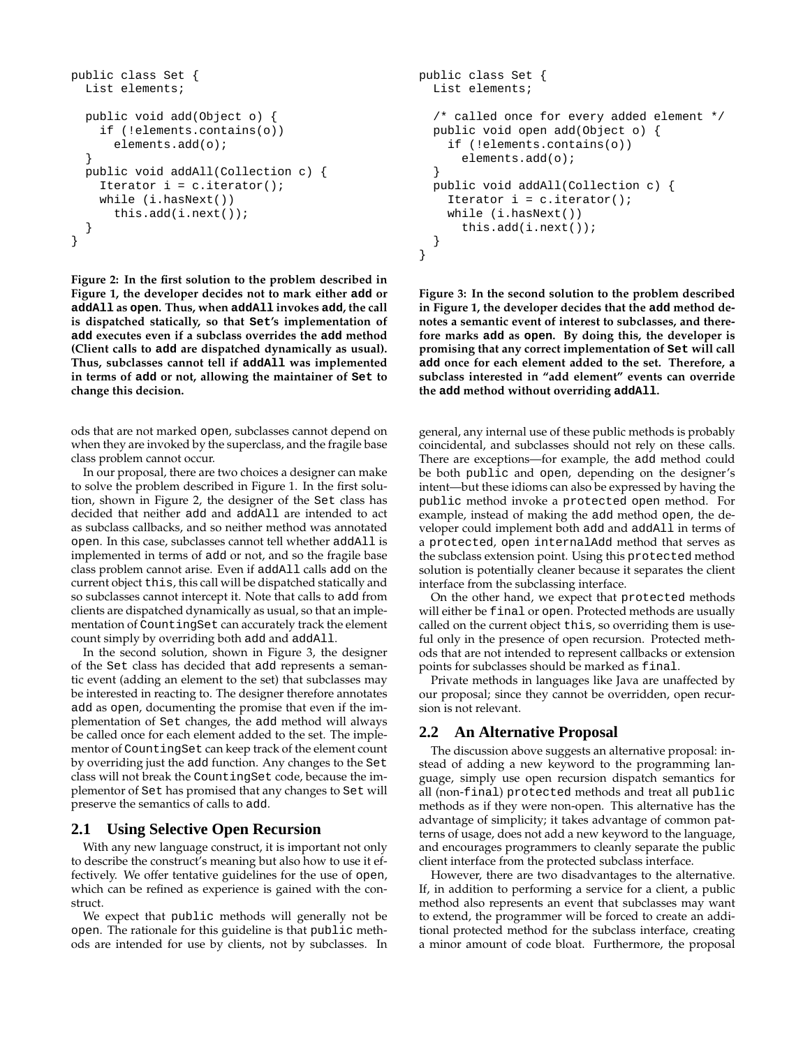```java
public class Set {
  List elements;

  public void add(Object o) {
    if (!elements.contains(o))
      elements.add(o);
  }
  public void addAll(Collection c) {
    Iterator i = c.iterator();
    while (i.hasNext())
      this.add(i.next());
  }
}
```

**Figure 2: In the first solution to the problem described in Figure 1, the developer decides not to mark either `add` or `addAll` as `open`. Thus, when `addAll` invokes `add`, the call is dispatched statically, so that `Set`'s implementation of `add` executes even if a subclass overrides the `add` method (Client calls to `add` are dispatched dynamically as usual). Thus, subclasses cannot tell if `addAll` was implemented in terms of `add` or not, allowing the maintainer of `Set` to change this decision.**

```java
public class Set {
  List elements;

  /* called once for every added element */
  public void open add(Object o) {
    if (!elements.contains(o))
      elements.add(o);
  }
  public void addAll(Collection c) {
    Iterator i = c.iterator();
    while (i.hasNext())
      this.add(i.next());
  }
}
```

**Figure 3: In the second solution to the problem described in Figure 1, the developer decides that the `add` method denotes a semantic event of interest to subclasses, and therefore marks `add` as `open`. By doing this, the developer is promising that any correct implementation of `Set` will call `add` once for each element added to the set. Therefore, a subclass interested in "add element" events can override the `add` method without overriding `addAll`.**

ods that are not marked `open`, subclasses cannot depend on when they are invoked by the superclass, and the fragile base class problem cannot occur.

In our proposal, there are two choices a designer can make to solve the problem described in Figure 1. In the first solution, shown in Figure 2, the designer of the `Set` class has decided that neither `add` and `addAll` are intended to act as subclass callbacks, and so neither method was annotated `open`. In this case, subclasses cannot tell whether `addAll` is implemented in terms of `add` or not, and so the fragile base class problem cannot arise. Even if `addAll` calls `add` on the current object `this`, this call will be dispatched statically and so subclasses cannot intercept it. Note that calls to `add` from clients are dispatched dynamically as usual, so that an implementation of `CountingSet` can accurately track the element count simply by overriding both `add` and `addAll`.

In the second solution, shown in Figure 3, the designer of the `Set` class has decided that `add` represents a semantic event (adding an element to the set) that subclasses may be interested in reacting to. The designer therefore annotates `add` as `open`, documenting the promise that even if the implementation of `Set` changes, the `add` method will always be called once for each element added to the set. The implementor of `CountingSet` can keep track of the element count by overriding just the `add` function. Any changes to the `Set` class will not break the `CountingSet` code, because the implementor of `Set` has promised that any changes to `Set` will preserve the semantics of calls to `add`.

## 2.1 Using Selective Open Recursion

With any new language construct, it is important not only to describe the construct's meaning but also how to use it effectively. We offer tentative guidelines for the use of `open`, which can be refined as experience is gained with the construct.

We expect that `public` methods will generally not be `open`. The rationale for this guideline is that `public` methods are intended for use by clients, not by subclasses. In general, any internal use of these public methods is probably coincidental, and subclasses should not rely on these calls. There are exceptions—for example, the `add` method could be both `public` and `open`, depending on the designer's intent—but these idioms can also be expressed by having the `public` method invoke a `protected open` method. For example, instead of making the `add` method `open`, the developer could implement both `add` and `addAll` in terms of a `protected`, `open internalAdd` method that serves as the subclass extension point. Using this `protected` method solution is potentially cleaner because it separates the client interface from the subclassing interface.

On the other hand, we expect that `protected` methods will either be `final` or `open`. Protected methods are usually called on the current object `this`, so overriding them is useful only in the presence of open recursion. Protected methods that are not intended to represent callbacks or extension points for subclasses should be marked as `final`.

Private methods in languages like Java are unaffected by our proposal; since they cannot be overridden, open recursion is not relevant.

## 2.2 An Alternative Proposal

The discussion above suggests an alternative proposal: instead of adding a new keyword to the programming language, simply use open recursion dispatch semantics for all (non-`final`) `protected` methods and treat all `public` methods as if they were non-open. This alternative has the advantage of simplicity; it takes advantage of common patterns of usage, does not add a new keyword to the language, and encourages programmers to cleanly separate the public client interface from the protected subclass interface.

However, there are two disadvantages to the alternative. If, in addition to performing a service for a client, a public method also represents an event that subclasses may want to extend, the programmer will be forced to create an additional protected method for the subclass interface, creating a minor amount of code bloat. Furthermore, the proposal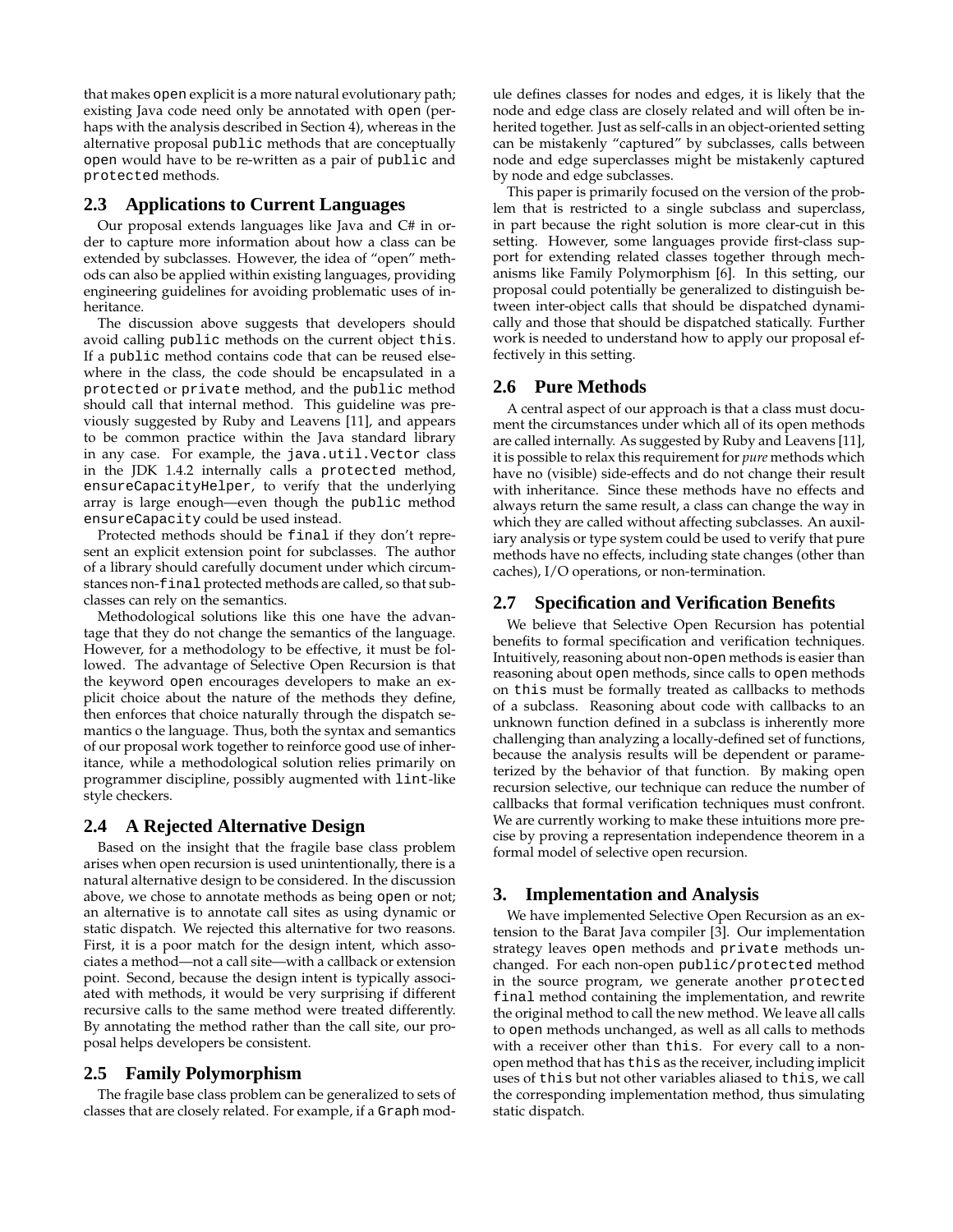that makes `open` explicit is a more natural evolutionary path; existing Java code need only be annotated with `open` (perhaps with the analysis described in Section 4), whereas in the alternative proposal `public` methods that are conceptually `open` would have to be re-written as a pair of `public` and `protected` methods.

## 2.3 Applications to Current Languages

Our proposal extends languages like Java and C# in order to capture more information about how a class can be extended by subclasses. However, the idea of "open" methods can also be applied within existing languages, providing engineering guidelines for avoiding problematic uses of inheritance.

The discussion above suggests that developers should avoid calling `public` methods on the current object `this`. If a `public` method contains code that can be reused elsewhere in the class, the code should be encapsulated in a `protected` or `private` method, and the `public` method should call that internal method. This guideline was previously suggested by Ruby and Leavens [11], and appears to be common practice within the Java standard library in any case. For example, the `java.util.Vector` class in the JDK 1.4.2 internally calls a `protected` method, `ensureCapacityHelper`, to verify that the underlying array is large enough—even though the `public` method `ensureCapacity` could be used instead.

Protected methods should be `final` if they don't represent an explicit extension point for subclasses. The author of a library should carefully document under which circumstances non-`final` protected methods are called, so that subclasses can rely on the semantics.

Methodological solutions like this one have the advantage that they do not change the semantics of the language. However, for a methodology to be effective, it must be followed. The advantage of Selective Open Recursion is that the keyword `open` encourages developers to make an explicit choice about the nature of the methods they define, then enforces that choice naturally through the dispatch semantics o the language. Thus, both the syntax and semantics of our proposal work together to reinforce good use of inheritance, while a methodological solution relies primarily on programmer discipline, possibly augmented with `lint`-like style checkers.

## 2.4 A Rejected Alternative Design

Based on the insight that the fragile base class problem arises when open recursion is used unintentionally, there is a natural alternative design to be considered. In the discussion above, we chose to annotate methods as being `open` or not; an alternative is to annotate call sites as using dynamic or static dispatch. We rejected this alternative for two reasons. First, it is a poor match for the design intent, which associates a method—not a call site—with a callback or extension point. Second, because the design intent is typically associated with methods, it would be very surprising if different recursive calls to the same method were treated differently. By annotating the method rather than the call site, our proposal helps developers be consistent.

## 2.5 Family Polymorphism

The fragile base class problem can be generalized to sets of classes that are closely related. For example, if a `Graph` module defines classes for nodes and edges, it is likely that the node and edge class are closely related and will often be inherited together. Just as self-calls in an object-oriented setting can be mistakenly "captured" by subclasses, calls between node and edge superclasses might be mistakenly captured by node and edge subclasses.

This paper is primarily focused on the version of the problem that is restricted to a single subclass and superclass, in part because the right solution is more clear-cut in this setting. However, some languages provide first-class support for extending related classes together through mechanisms like Family Polymorphism [6]. In this setting, our proposal could potentially be generalized to distinguish between inter-object calls that should be dispatched dynamically and those that should be dispatched statically. Further work is needed to understand how to apply our proposal effectively in this setting.

## 2.6 Pure Methods

A central aspect of our approach is that a class must document the circumstances under which all of its open methods are called internally. As suggested by Ruby and Leavens [11], it is possible to relax this requirement for *pure* methods which have no (visible) side-effects and do not change their result with inheritance. Since these methods have no effects and always return the same result, a class can change the way in which they are called without affecting subclasses. An auxiliary analysis or type system could be used to verify that pure methods have no effects, including state changes (other than caches), I/O operations, or non-termination.

## 2.7 Specification and Verification Benefits

We believe that Selective Open Recursion has potential benefits to formal specification and verification techniques. Intuitively, reasoning about non-`open` methods is easier than reasoning about `open` methods, since calls to `open` methods on `this` must be formally treated as callbacks to methods of a subclass. Reasoning about code with callbacks to an unknown function defined in a subclass is inherently more challenging than analyzing a locally-defined set of functions, because the analysis results will be dependent or parameterized by the behavior of that function. By making open recursion selective, our technique can reduce the number of callbacks that formal verification techniques must confront. We are currently working to make these intuitions more precise by proving a representation independence theorem in a formal model of selective open recursion.

# 3. Implementation and Analysis

We have implemented Selective Open Recursion as an extension to the Barat Java compiler [3]. Our implementation strategy leaves `open` methods and `private` methods unchanged. For each non-open `public`/`protected` method in the source program, we generate another `protected final` method containing the implementation, and rewrite the original method to call the new method. We leave all calls to `open` methods unchanged, as well as all calls to methods with a receiver other than `this`. For every call to a non-open method that has `this` as the receiver, including implicit uses of `this` but not other variables aliased to `this`, we call the corresponding implementation method, thus simulating static dispatch.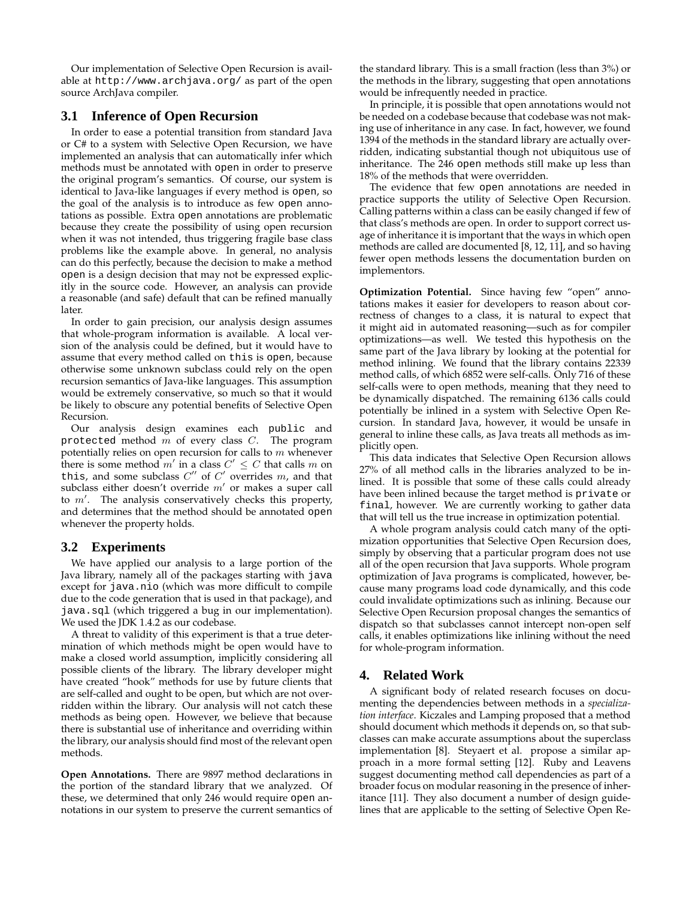Our implementation of Selective Open Recursion is available at http://www.archjava.org/ as part of the open source ArchJava compiler.

### 3.1 Inference of Open Recursion

In order to ease a potential transition from standard Java or C# to a system with Selective Open Recursion, we have implemented an analysis that can automatically infer which methods must be annotated with open in order to preserve the original program's semantics. Of course, our system is identical to Java-like languages if every method is open, so the goal of the analysis is to introduce as few open annotations as possible. Extra open annotations are problematic because they create the possibility of using open recursion when it was not intended, thus triggering fragile base class problems like the example above. In general, no analysis can do this perfectly, because the decision to make a method open is a design decision that may not be expressed explicitly in the source code. However, an analysis can provide a reasonable (and safe) default that can be refined manually later.

In order to gain precision, our analysis design assumes that whole-program information is available. A local version of the analysis could be defined, but it would have to assume that every method called on this is open, because otherwise some unknown subclass could rely on the open recursion semantics of Java-like languages. This assumption would be extremely conservative, so much so that it would be likely to obscure any potential benefits of Selective Open Recursion.

Our analysis design examines each public and protected method $m$ of every class $C$. The program potentially relies on open recursion for calls to $m$ whenever there is some method $m'$ in a class $C' \leq C$ that calls $m$ on this, and some subclass $C''$ of $C'$ overrides $m$, and that subclass either doesn't override $m'$ or makes a super call to $m'$. The analysis conservatively checks this property, and determines that the method should be annotated open whenever the property holds.

### 3.2 Experiments

We have applied our analysis to a large portion of the Java library, namely all of the packages starting with java except for java.nio (which was more difficult to compile due to the code generation that is used in that package), and java.sql (which triggered a bug in our implementation). We used the JDK 1.4.2 as our codebase.

A threat to validity of this experiment is that a true determination of which methods might be open would have to make a closed world assumption, implicitly considering all possible clients of the library. The library developer might have created "hook" methods for use by future clients that are self-called and ought to be open, but which are not overridden within the library. Our analysis will not catch these methods as being open. However, we believe that because there is substantial use of inheritance and overriding within the library, our analysis should find most of the relevant open methods.

**Open Annotations.** There are 9897 method declarations in the portion of the standard library that we analyzed. Of these, we determined that only 246 would require open annotations in our system to preserve the current semantics of the standard library. This is a small fraction (less than 3%) or the methods in the library, suggesting that open annotations would be infrequently needed in practice.

In principle, it is possible that open annotations would not be needed on a codebase because that codebase was not making use of inheritance in any case. In fact, however, we found 1394 of the methods in the standard library are actually overridden, indicating substantial though not ubiquitous use of inheritance. The 246 open methods still make up less than 18% of the methods that were overridden.

The evidence that few open annotations are needed in practice supports the utility of Selective Open Recursion. Calling patterns within a class can be easily changed if few of that class's methods are open. In order to support correct usage of inheritance it is important that the ways in which open methods are called are documented [8, 12, 11], and so having fewer open methods lessens the documentation burden on implementors.

**Optimization Potential.** Since having few "open" annotations makes it easier for developers to reason about correctness of changes to a class, it is natural to expect that it might aid in automated reasoning—such as for compiler optimizations—as well. We tested this hypothesis on the same part of the Java library by looking at the potential for method inlining. We found that the library contains 22339 method calls, of which 6852 were self-calls. Only 716 of these self-calls were to open methods, meaning that they need to be dynamically dispatched. The remaining 6136 calls could potentially be inlined in a system with Selective Open Recursion. In standard Java, however, it would be unsafe in general to inline these calls, as Java treats all methods as implicitly open.

This data indicates that Selective Open Recursion allows 27% of all method calls in the libraries analyzed to be inlined. It is possible that some of these calls could already have been inlined because the target method is private or final, however. We are currently working to gather data that will tell us the true increase in optimization potential.

A whole program analysis could catch many of the optimization opportunities that Selective Open Recursion does, simply by observing that a particular program does not use all of the open recursion that Java supports. Whole program optimization of Java programs is complicated, however, because many programs load code dynamically, and this code could invalidate optimizations such as inlining. Because our Selective Open Recursion proposal changes the semantics of dispatch so that subclasses cannot intercept non-open self calls, it enables optimizations like inlining without the need for whole-program information.

## 4. Related Work

A significant body of related research focuses on documenting the dependencies between methods in a *specialization interface*. Kiczales and Lamping proposed that a method should document which methods it depends on, so that subclasses can make accurate assumptions about the superclass implementation [8]. Steyaert et al. propose a similar approach in a more formal setting [12]. Ruby and Leavens suggest documenting method call dependencies as part of a broader focus on modular reasoning in the presence of inheritance [11]. They also document a number of design guidelines that are applicable to the setting of Selective Open Re-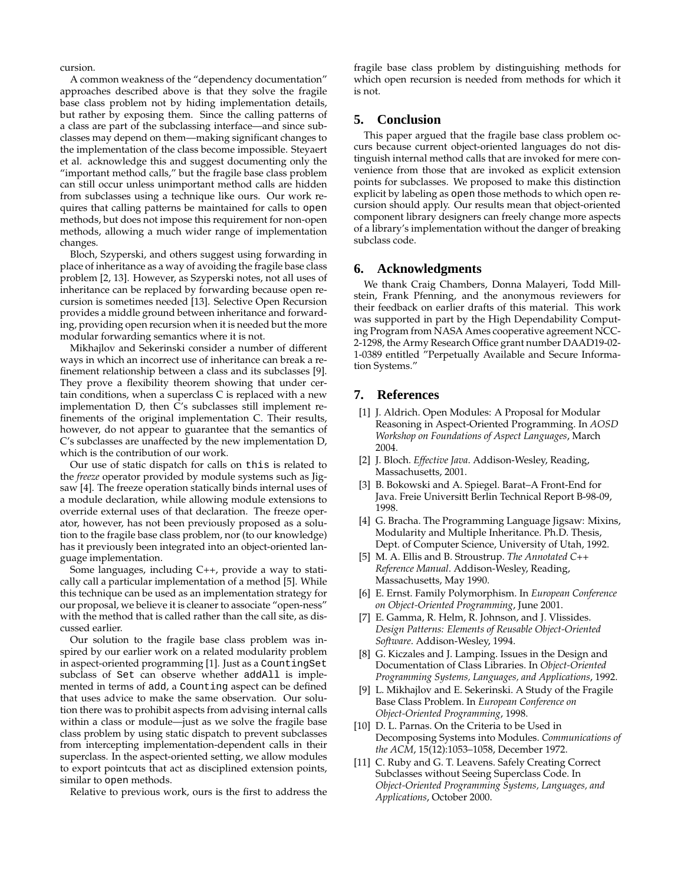cursion.

A common weakness of the "dependency documentation" approaches described above is that they solve the fragile base class problem not by hiding implementation details, but rather by exposing them. Since the calling patterns of a class are part of the subclassing interface—and since subclasses may depend on them—making significant changes to the implementation of the class become impossible. Steyaert et al. acknowledge this and suggest documenting only the "important method calls," but the fragile base class problem can still occur unless unimportant method calls are hidden from subclasses using a technique like ours. Our work requires that calling patterns be maintained for calls to `open` methods, but does not impose this requirement for non-open methods, allowing a much wider range of implementation changes.

Bloch, Szyperski, and others suggest using forwarding in place of inheritance as a way of avoiding the fragile base class problem [2, 13]. However, as Szyperski notes, not all uses of inheritance can be replaced by forwarding because open recursion is sometimes needed [13]. Selective Open Recursion provides a middle ground between inheritance and forwarding, providing open recursion when it is needed but the more modular forwarding semantics where it is not.

Mikhajlov and Sekerinski consider a number of different ways in which an incorrect use of inheritance can break a refinement relationship between a class and its subclasses [9]. They prove a flexibility theorem showing that under certain conditions, when a superclass C is replaced with a new implementation D, then C's subclasses still implement refinements of the original implementation C. Their results, however, do not appear to guarantee that the semantics of C's subclasses are unaffected by the new implementation D, which is the contribution of our work.

Our use of static dispatch for calls on `this` is related to the *freeze* operator provided by module systems such as Jigsaw [4]. The freeze operation statically binds internal uses of a module declaration, while allowing module extensions to override external uses of that declaration. The freeze operator, however, has not been previously proposed as a solution to the fragile base class problem, nor (to our knowledge) has it previously been integrated into an object-oriented language implementation.

Some languages, including C++, provide a way to statically call a particular implementation of a method [5]. While this technique can be used as an implementation strategy for our proposal, we believe it is cleaner to associate "open-ness" with the method that is called rather than the call site, as discussed earlier.

Our solution to the fragile base class problem was inspired by our earlier work on a related modularity problem in aspect-oriented programming [1]. Just as a `CountingSet` subclass of `Set` can observe whether `addAll` is implemented in terms of `add`, a `Counting` aspect can be defined that uses advice to make the same observation. Our solution there was to prohibit aspects from advising internal calls within a class or module—just as we solve the fragile base class problem by using static dispatch to prevent subclasses from intercepting implementation-dependent calls in their superclass. In the aspect-oriented setting, we allow modules to export pointcuts that act as disciplined extension points, similar to `open` methods.

Relative to previous work, ours is the first to address the fragile base class problem by distinguishing methods for which open recursion is needed from methods for which it is not.

## 5. Conclusion

This paper argued that the fragile base class problem occurs because current object-oriented languages do not distinguish internal method calls that are invoked for mere convenience from those that are invoked as explicit extension points for subclasses. We proposed to make this distinction explicit by labeling as `open` those methods to which open recursion should apply. Our results mean that object-oriented component library designers can freely change more aspects of a library's implementation without the danger of breaking subclass code.

## 6. Acknowledgments

We thank Craig Chambers, Donna Malayeri, Todd Millstein, Frank Pfenning, and the anonymous reviewers for their feedback on earlier drafts of this material. This work was supported in part by the High Dependability Computing Program from NASA Ames cooperative agreement NCC-2-1298, the Army Research Office grant number DAAD19-02-1-0389 entitled "Perpetually Available and Secure Information Systems."

## 7. References

[1] J. Aldrich. Open Modules: A Proposal for Modular Reasoning in Aspect-Oriented Programming. In *AOSD Workshop on Foundations of Aspect Languages*, March 2004.

[2] J. Bloch. *Effective Java*. Addison-Wesley, Reading, Massachusetts, 2001.

[3] B. Bokowski and A. Spiegel. Barat–A Front-End for Java. Freie Universitt Berlin Technical Report B-98-09, 1998.

[4] G. Bracha. The Programming Language Jigsaw: Mixins, Modularity and Multiple Inheritance. Ph.D. Thesis, Dept. of Computer Science, University of Utah, 1992.

[5] M. A. Ellis and B. Stroustrup. *The Annotated C++ Reference Manual*. Addison-Wesley, Reading, Massachusetts, May 1990.

[6] E. Ernst. Family Polymorphism. In *European Conference on Object-Oriented Programming*, June 2001.

[7] E. Gamma, R. Helm, R. Johnson, and J. Vlissides. *Design Patterns: Elements of Reusable Object-Oriented Software*. Addison-Wesley, 1994.

[8] G. Kiczales and J. Lamping. Issues in the Design and Documentation of Class Libraries. In *Object-Oriented Programming Systems, Languages, and Applications*, 1992.

[9] L. Mikhajlov and E. Sekerinski. A Study of the Fragile Base Class Problem. In *European Conference on Object-Oriented Programming*, 1998.

[10] D. L. Parnas. On the Criteria to be Used in Decomposing Systems into Modules. *Communications of the ACM*, 15(12):1053–1058, December 1972.

[11] C. Ruby and G. T. Leavens. Safely Creating Correct Subclasses without Seeing Superclass Code. In *Object-Oriented Programming Systems, Languages, and Applications*, October 2000.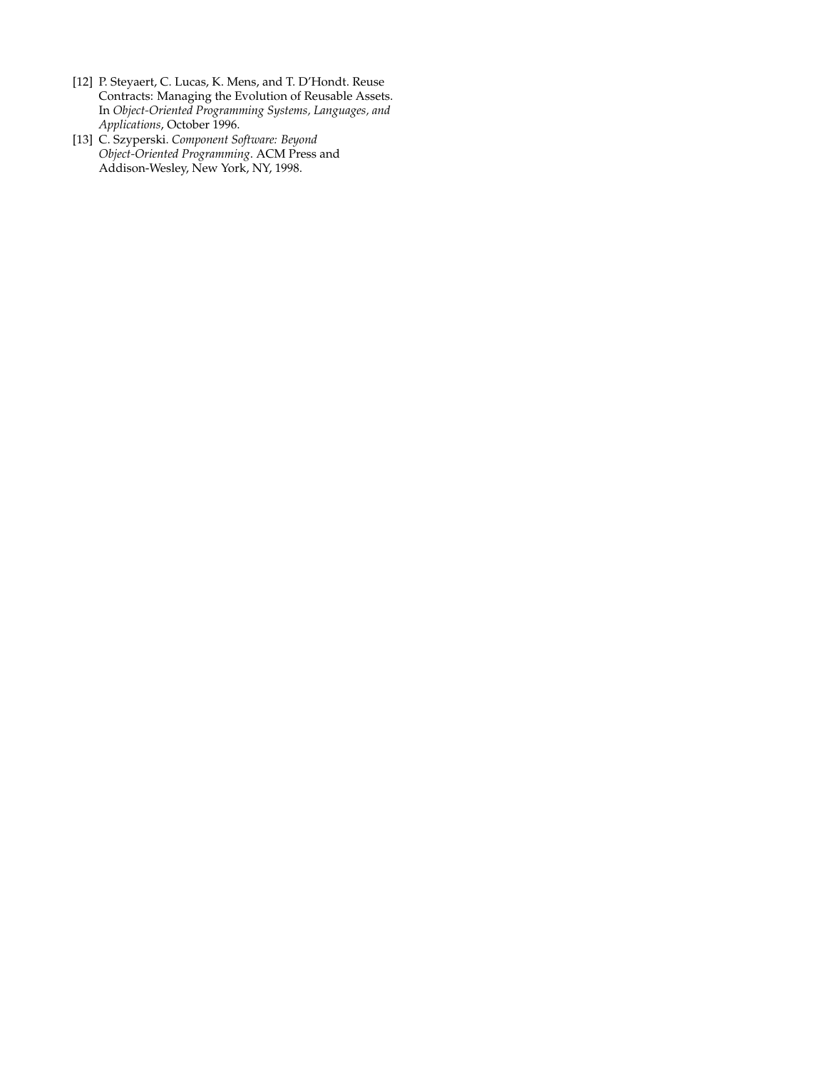[12] P. Steyaert, C. Lucas, K. Mens, and T. D'Hondt. Reuse Contracts: Managing the Evolution of Reusable Assets. In *Object-Oriented Programming Systems, Languages, and Applications*, October 1996.

[13] C. Szyperski. *Component Software: Beyond Object-Oriented Programming*. ACM Press and Addison-Wesley, New York, NY, 1998.